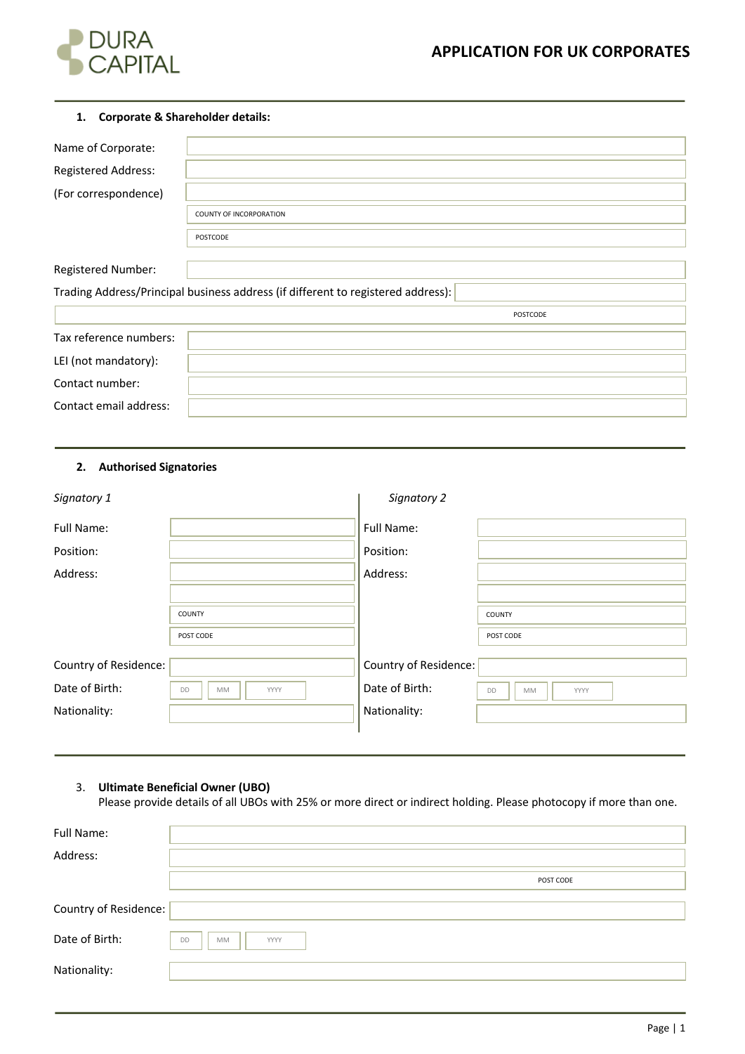DURA CAPITAL

# APPLICATION FOR UK CORPORATES

## 1. Corporate & Shareholder details:

Name of Corporate:

Registered Address:

(For correspondence)

COUNTY OF INCORPORATION

POSTCODE

Registered Number:

Trading Address/Principal business address (if different to registered address):

POSTCODE

Tax reference numbers:

LEI (not mandatory):

Contact number:

Contact email address:

## 2. Authorised Signatories

*Signatory 1*

Full Name:

Position:

Address:

COUNTY

POST CODE

Country of Residence:

Date of Birth: DD MM YYYY

Nationality:

*Signatory 2*

Full Name:

Position:

Address:

COUNTY

POST CODE

Country of Residence:

Date of Birth: DD MM YYYY

Nationality:

## 3. Ultimate Beneficial Owner (UBO)

Please provide details of all UBOs with 25% or more direct or indirect holding. Please photocopy if more than one.

Full Name:

Address:

POST CODE

Country of Residence:

Date of Birth: DD MM YYYY

Nationality: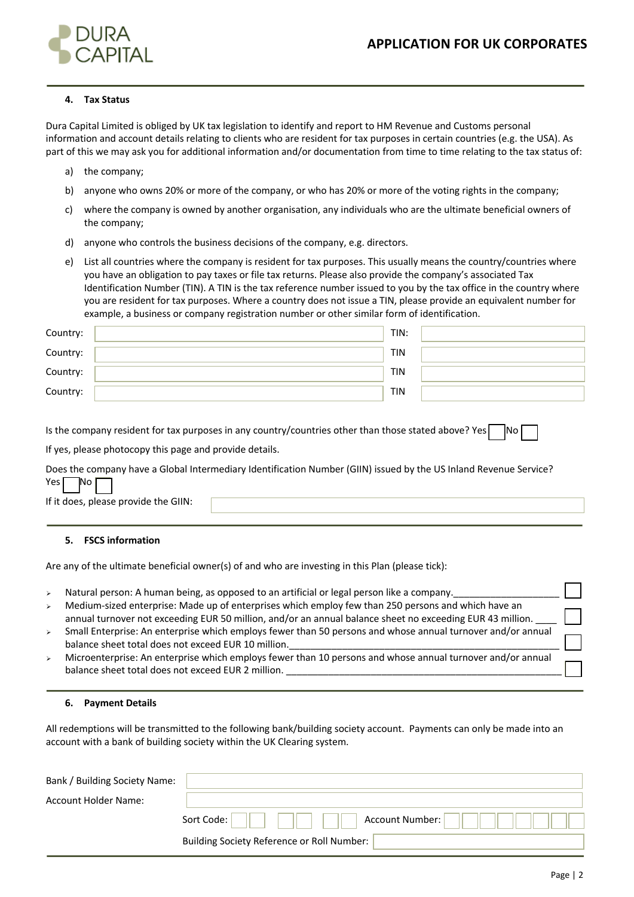# APPLICATION FOR UK CORPORATES

## 4. Tax Status

Dura Capital Limited is obliged by UK tax legislation to identify and report to HM Revenue and Customs personal information and account details relating to clients who are resident for tax purposes in certain countries (e.g. the USA). As part of this we may ask you for additional information and/or documentation from time to time relating to the tax status of:

a) the company;

b) anyone who owns 20% or more of the company, or who has 20% or more of the voting rights in the company;

c) where the company is owned by another organisation, any individuals who are the ultimate beneficial owners of the company;

d) anyone who controls the business decisions of the company, e.g. directors.

e) List all countries where the company is resident for tax purposes. This usually means the country/countries where you have an obligation to pay taxes or file tax returns. Please also provide the company's associated Tax Identification Number (TIN). A TIN is the tax reference number issued to you by the tax office in the country where you are resident for tax purposes. Where a country does not issue a TIN, please provide an equivalent number for example, a business or company registration number or other similar form of identification.

| Country: | | TIN: | |
|---|---|---|---|
| Country: | | TIN | |
| Country: | | TIN | |
| Country: | | TIN | |

Is the company resident for tax purposes in any country/countries other than those stated above? Yes ☐ No ☐

If yes, please photocopy this page and provide details.

Does the company have a Global Intermediary Identification Number (GIIN) issued by the US Inland Revenue Service?
Yes ☐ No ☐

If it does, please provide the GIIN: ____________________

## 5. FSCS information

Are any of the ultimate beneficial owner(s) of and who are investing in this Plan (please tick):

- Natural person: A human being, as opposed to an artificial or legal person like a company.____________________ ☐
- Medium-sized enterprise: Made up of enterprises which employ few than 250 persons and which have an annual turnover not exceeding EUR 50 million, and/or an annual balance sheet no exceeding EUR 43 million. ____ ☐
- Small Enterprise: An enterprise which employs fewer than 50 persons and whose annual turnover and/or annual balance sheet total does not exceed EUR 10 million.____________________ ☐
- Microenterprise: An enterprise which employs fewer than 10 persons and whose annual turnover and/or annual balance sheet total does not exceed EUR 2 million. ____________________ ☐

## 6. Payment Details

All redemptions will be transmitted to the following bank/building society account. Payments can only be made into an account with a bank of building society within the UK Clearing system.

Bank / Building Society Name: ____________________

Account Holder Name: ____________________

Sort Code: ☐☐ ☐☐ ☐☐ Account Number: ☐☐☐☐☐☐☐☐

Building Society Reference or Roll Number: ____________________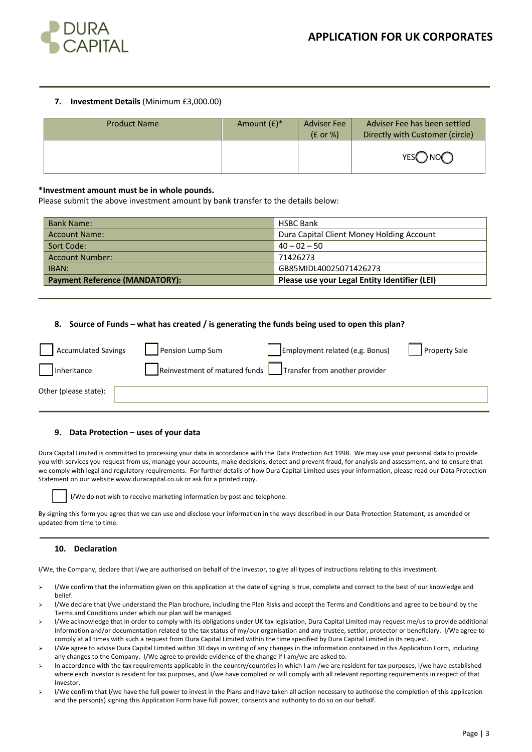### 7. Investment Details (Minimum £3,000.00)

| Product Name | Amount (£)* | Adviser Fee (£ or %) | Adviser Fee has been settled Directly with Customer (circle) |
|---|---|---|---|
| | | | YES ◯ NO ◯ |

**\*Investment amount must be in whole pounds.**
Please submit the above investment amount by bank transfer to the details below:

| Bank Name: | HSBC Bank |
|---|---|
| Account Name: | Dura Capital Client Money Holding Account |
| Sort Code: | 40 – 02 – 50 |
| Account Number: | 71426273 |
| IBAN: | GB85MIDL40025071426273 |
| **Payment Reference (MANDATORY):** | **Please use your Legal Entity Identifier (LEI)** |

### 8. Source of Funds – what has created / is generating the funds being used to open this plan?

☐ Accumulated Savings ☐ Pension Lump Sum ☐ Employment related (e.g. Bonus) ☐ Property Sale

☐ Inheritance ☐ Reinvestment of matured funds ☐ Transfer from another provider

Other (please state): ____________________

### 9. Data Protection – uses of your data

Dura Capital Limited is committed to processing your data in accordance with the Data Protection Act 1998. We may use your personal data to provide you with services you request from us, manage your accounts, make decisions, detect and prevent fraud, for analysis and assessment, and to ensure that we comply with legal and regulatory requirements. For further details of how Dura Capital Limited uses your information, please read our Data Protection Statement on our website www.duracapital.co.uk or ask for a printed copy.

☐ I/We do not wish to receive marketing information by post and telephone.

By signing this form you agree that we can use and disclose your information in the ways described in our Data Protection Statement, as amended or updated from time to time.

### 10. Declaration

I/We, the Company, declare that I/we are authorised on behalf of the Investor, to give all types of instructions relating to this investment.

- I/We confirm that the information given on this application at the date of signing is true, complete and correct to the best of our knowledge and belief.
- I/We declare that I/we understand the Plan brochure, including the Plan Risks and accept the Terms and Conditions and agree to be bound by the Terms and Conditions under which our plan will be managed.
- I/We acknowledge that in order to comply with its obligations under UK tax legislation, Dura Capital Limited may request me/us to provide additional information and/or documentation related to the tax status of my/our organisation and any trustee, settlor, protector or beneficiary. I/We agree to comply at all times with such a request from Dura Capital Limited within the time specified by Dura Capital Limited in its request.
- I/We agree to advise Dura Capital Limited within 30 days in writing of any changes in the information contained in this Application Form, including any changes to the Company. I/We agree to provide evidence of the change if I am/we are asked to.
- In accordance with the tax requirements applicable in the country/countries in which I am /we are resident for tax purposes, I/we have established where each Investor is resident for tax purposes, and I/we have complied or will comply with all relevant reporting requirements in respect of that Investor.
- I/We confirm that I/we have the full power to invest in the Plans and have taken all action necessary to authorise the completion of this application and the person(s) signing this Application Form have full power, consents and authority to do so on our behalf.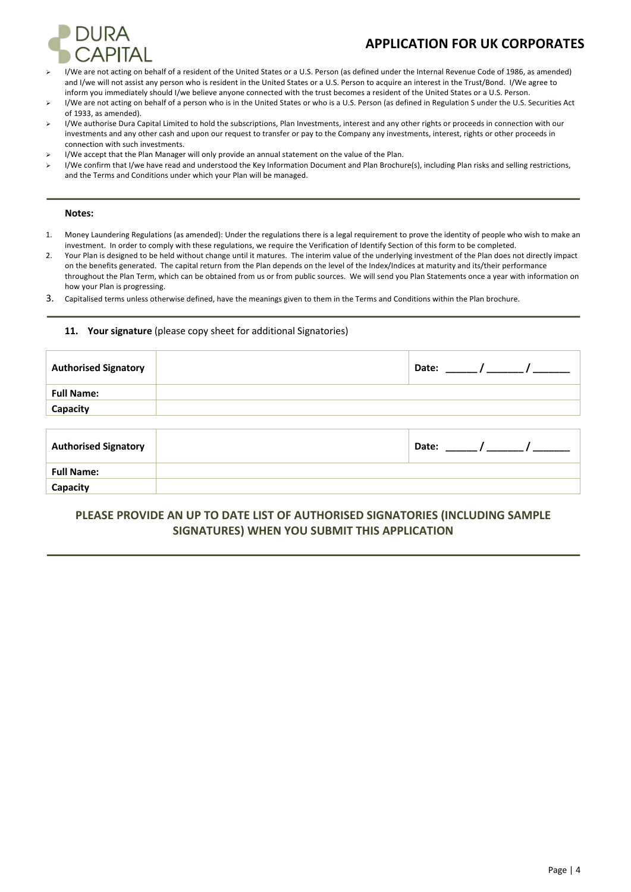- I/We are not acting on behalf of a resident of the United States or a U.S. Person (as defined under the Internal Revenue Code of 1986, as amended) and I/we will not assist any person who is resident in the United States or a U.S. Person to acquire an interest in the Trust/Bond. I/We agree to inform you immediately should I/we believe anyone connected with the trust becomes a resident of the United States or a U.S. Person.
- I/We are not acting on behalf of a person who is in the United States or who is a U.S. Person (as defined in Regulation S under the U.S. Securities Act of 1933, as amended).
- I/We authorise Dura Capital Limited to hold the subscriptions, Plan Investments, interest and any other rights or proceeds in connection with our investments and any other cash and upon our request to transfer or pay to the Company any investments, interest, rights or other proceeds in connection with such investments.
- I/We accept that the Plan Manager will only provide an annual statement on the value of the Plan.
- I/We confirm that I/we have read and understood the Key Information Document and Plan Brochure(s), including Plan risks and selling restrictions, and the Terms and Conditions under which your Plan will be managed.

**Notes:**

1. Money Laundering Regulations (as amended): Under the regulations there is a legal requirement to prove the identity of people who wish to make an investment. In order to comply with these regulations, we require the Verification of Identify Section of this form to be completed.
2. Your Plan is designed to be held without change until it matures. The interim value of the underlying investment of the Plan does not directly impact on the benefits generated. The capital return from the Plan depends on the level of the Index/Indices at maturity and its/their performance throughout the Plan Term, which can be obtained from us or from public sources. We will send you Plan Statements once a year with information on how your Plan is progressing.
3. Capitalised terms unless otherwise defined, have the meanings given to them in the Terms and Conditions within the Plan brochure.

**11. Your signature** (please copy sheet for additional Signatories)

| **Authorised Signatory** | | **Date: \_\_\_\_\_\_ / \_\_\_\_\_\_ / \_\_\_\_\_\_** |
|---|---|---|
| **Full Name:** | | |
| **Capacity** | | |

| **Authorised Signatory** | | **Date: \_\_\_\_\_\_ / \_\_\_\_\_\_ / \_\_\_\_\_\_** |
|---|---|---|
| **Full Name:** | | |
| **Capacity** | | |

**PLEASE PROVIDE AN UP TO DATE LIST OF AUTHORISED SIGNATORIES (INCLUDING SAMPLE SIGNATURES) WHEN YOU SUBMIT THIS APPLICATION**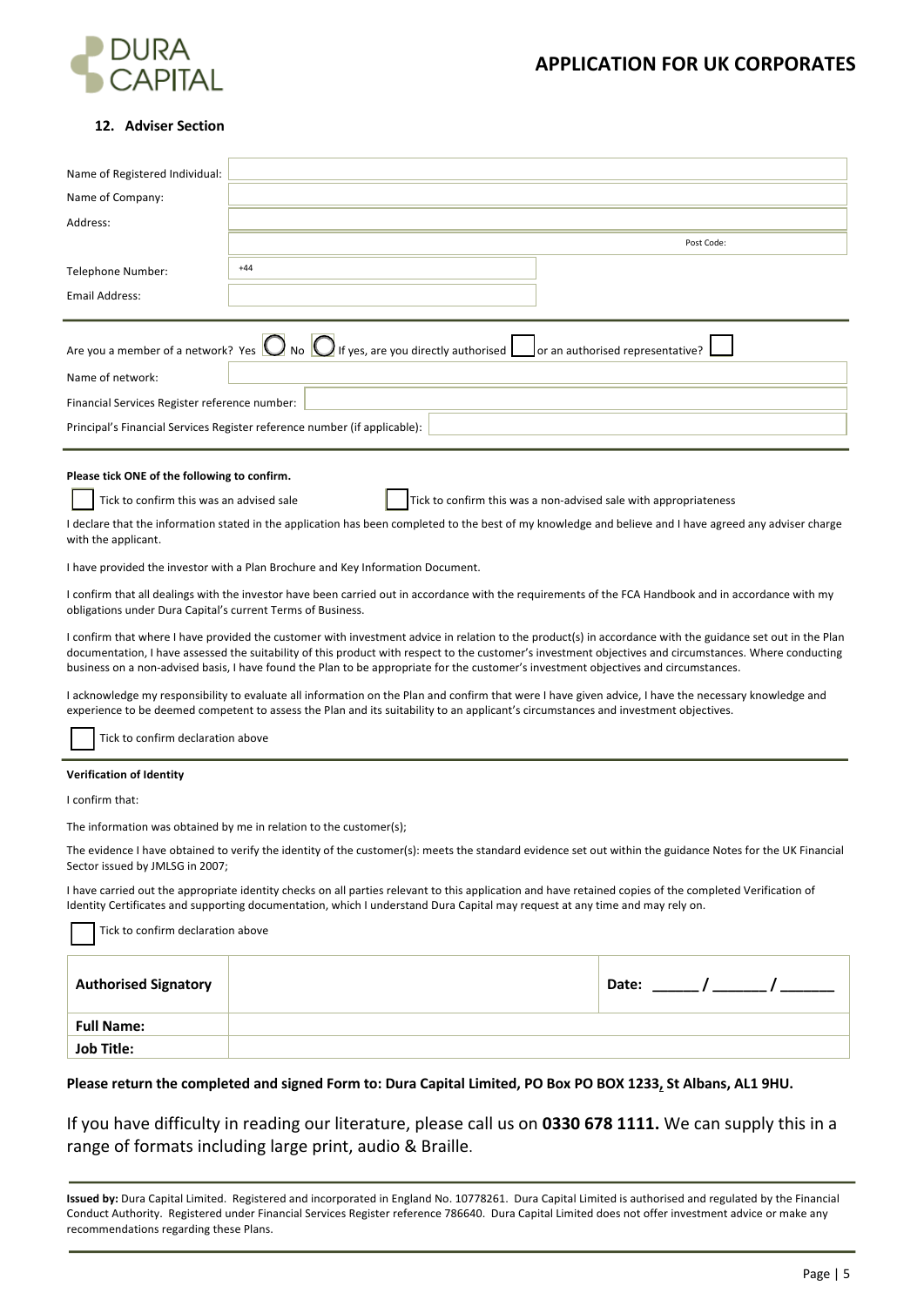# APPLICATION FOR UK CORPORATES

### 12. Adviser Section

| | |
|---|---|
| Name of Registered Individual: | |
| Name of Company: | |
| Address: | |
| | Post Code: |
| Telephone Number: | +44 |
| Email Address: | |

Are you a member of a network? Yes ◯ No ◯ If yes, are you directly authorised ☐ or an authorised representative? ☐

Name of network:

Financial Services Register reference number:

Principal's Financial Services Register reference number (if applicable):

**Please tick ONE of the following to confirm.**

☐ Tick to confirm this was an advised sale

☐ Tick to confirm this was a non-advised sale with appropriateness

I declare that the information stated in the application has been completed to the best of my knowledge and believe and I have agreed any adviser charge with the applicant.

I have provided the investor with a Plan Brochure and Key Information Document.

I confirm that all dealings with the investor have been carried out in accordance with the requirements of the FCA Handbook and in accordance with my obligations under Dura Capital's current Terms of Business.

I confirm that where I have provided the customer with investment advice in relation to the product(s) in accordance with the guidance set out in the Plan documentation, I have assessed the suitability of this product with respect to the customer's investment objectives and circumstances. Where conducting business on a non-advised basis, I have found the Plan to be appropriate for the customer's investment objectives and circumstances.

I acknowledge my responsibility to evaluate all information on the Plan and confirm that were I have given advice, I have the necessary knowledge and experience to be deemed competent to assess the Plan and its suitability to an applicant's circumstances and investment objectives.

☐ Tick to confirm declaration above

**Verification of Identity**

I confirm that:

The information was obtained by me in relation to the customer(s);

The evidence I have obtained to verify the identity of the customer(s): meets the standard evidence set out within the guidance Notes for the UK Financial Sector issued by JMLSG in 2007;

I have carried out the appropriate identity checks on all parties relevant to this application and have retained copies of the completed Verification of Identity Certificates and supporting documentation, which I understand Dura Capital may request at any time and may rely on.

☐ Tick to confirm declaration above

| | | |
|---|---|---|
| **Authorised Signatory** | | **Date:** ______ / ______ / ______ |
| **Full Name:** | | |
| **Job Title:** | | |

**Please return the completed and signed Form to: Dura Capital Limited, PO Box PO BOX 1233, St Albans, AL1 9HU.**

If you have difficulty in reading our literature, please call us on **0330 678 1111.** We can supply this in a range of formats including large print, audio & Braille.

**Issued by:** Dura Capital Limited. Registered and incorporated in England No. 10778261. Dura Capital Limited is authorised and regulated by the Financial Conduct Authority. Registered under Financial Services Register reference 786640. Dura Capital Limited does not offer investment advice or make any recommendations regarding these Plans.